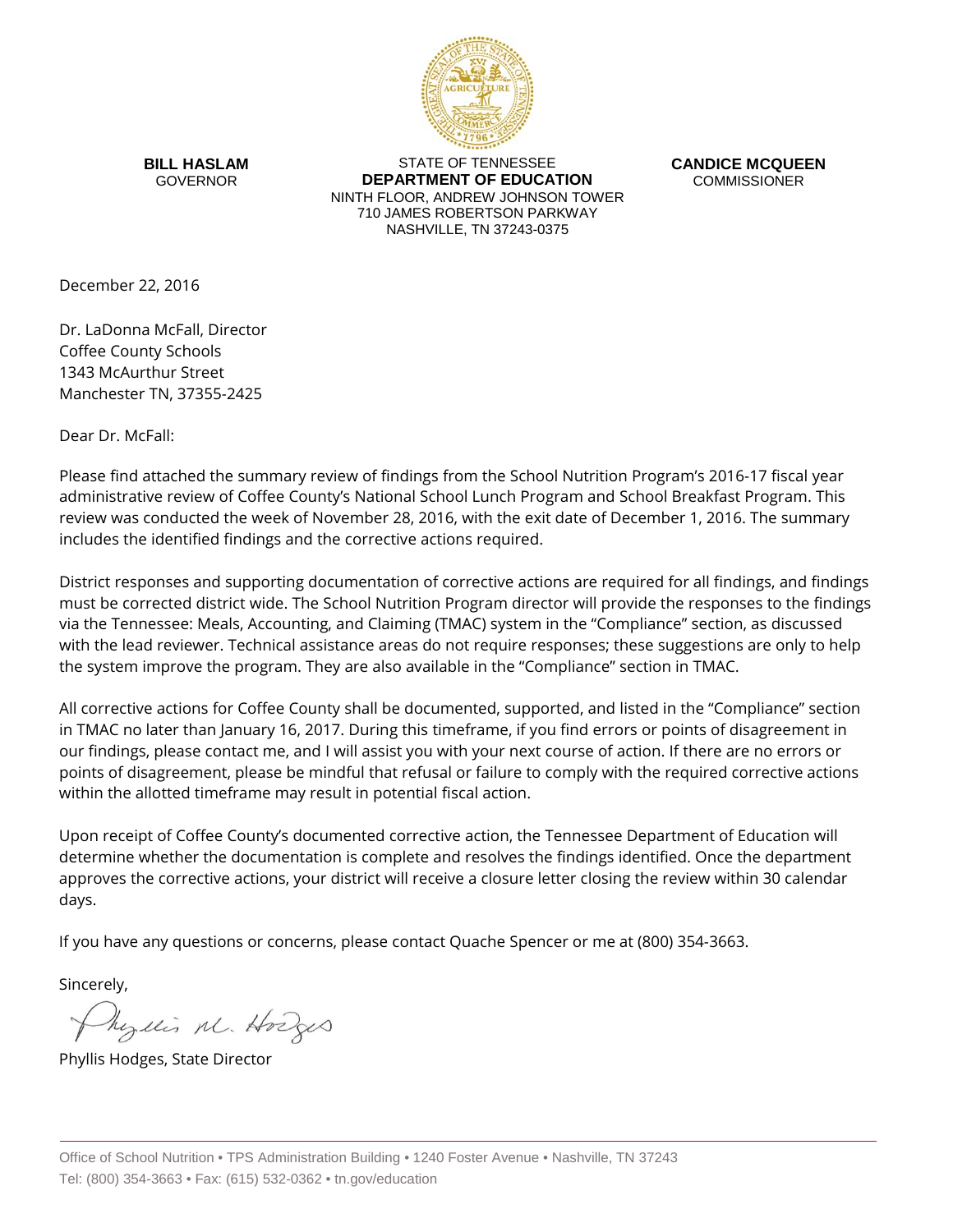**BILL HASLAM**
GOVERNOR

STATE OF TENNESSEE
**DEPARTMENT OF EDUCATION**
NINTH FLOOR, ANDREW JOHNSON TOWER
710 JAMES ROBERTSON PARKWAY
NASHVILLE, TN 37243-0375

**CANDICE MCQUEEN**
COMMISSIONER

December 22, 2016

Dr. LaDonna McFall, Director
Coffee County Schools
1343 McAurthur Street
Manchester TN, 37355-2425

Dear Dr. McFall:

Please find attached the summary review of findings from the School Nutrition Program's 2016-17 fiscal year administrative review of Coffee County's National School Lunch Program and School Breakfast Program. This review was conducted the week of November 28, 2016, with the exit date of December 1, 2016. The summary includes the identified findings and the corrective actions required.

District responses and supporting documentation of corrective actions are required for all findings, and findings must be corrected district wide. The School Nutrition Program director will provide the responses to the findings via the Tennessee: Meals, Accounting, and Claiming (TMAC) system in the "Compliance" section, as discussed with the lead reviewer. Technical assistance areas do not require responses; these suggestions are only to help the system improve the program. They are also available in the "Compliance" section in TMAC.

All corrective actions for Coffee County shall be documented, supported, and listed in the "Compliance" section in TMAC no later than January 16, 2017. During this timeframe, if you find errors or points of disagreement in our findings, please contact me, and I will assist you with your next course of action. If there are no errors or points of disagreement, please be mindful that refusal or failure to comply with the required corrective actions within the allotted timeframe may result in potential fiscal action.

Upon receipt of Coffee County's documented corrective action, the Tennessee Department of Education will determine whether the documentation is complete and resolves the findings identified. Once the department approves the corrective actions, your district will receive a closure letter closing the review within 30 calendar days.

If you have any questions or concerns, please contact Quache Spencer or me at (800) 354-3663.

Sincerely,

Phyllis M. Hodges

Phyllis Hodges, State Director

Office of School Nutrition • TPS Administration Building • 1240 Foster Avenue • Nashville, TN 37243
Tel: (800) 354-3663 • Fax: (615) 532-0362 • tn.gov/education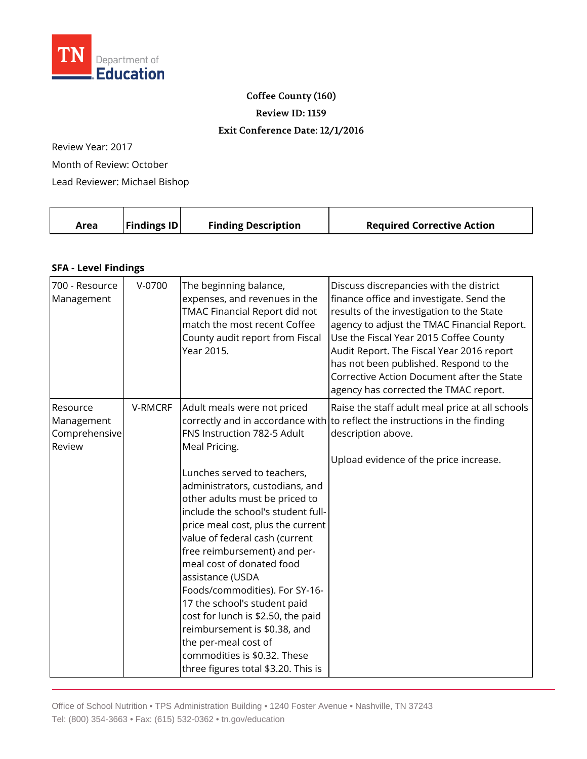**TN Department of Education**

**Coffee County (160)**

**Review ID: 1159**

**Exit Conference Date: 12/1/2016**

Review Year: 2017

Month of Review: October

Lead Reviewer: Michael Bishop

| Area | Findings ID | Finding Description | Required Corrective Action |
|---|---|---|---|
| **SFA - Level Findings** | | | |
| 700 - Resource Management | V-0700 | The beginning balance, expenses, and revenues in the TMAC Financial Report did not match the most recent Coffee County audit report from Fiscal Year 2015. | Discuss discrepancies with the district finance office and investigate. Send the results of the investigation to the State agency to adjust the TMAC Financial Report. Use the Fiscal Year 2015 Coffee County Audit Report. The Fiscal Year 2016 report has not been published. Respond to the Corrective Action Document after the State agency has corrected the TMAC report. |
| Resource Management Comprehensive Review | V-RMCRF | Adult meals were not priced correctly and in accordance with FNS Instruction 782-5 Adult Meal Pricing.<br><br>Lunches served to teachers, administrators, custodians, and other adults must be priced to include the school's student full-price meal cost, plus the current value of federal cash (current free reimbursement) and per-meal cost of donated food assistance (USDA Foods/commodities). For SY-16-17 the school's student paid cost for lunch is \$2.50, the paid reimbursement is \$0.38, and the per-meal cost of commodities is \$0.32. These three figures total \$3.20. This is | Raise the staff adult meal price at all schools to reflect the instructions in the finding description above.<br><br>Upload evidence of the price increase. |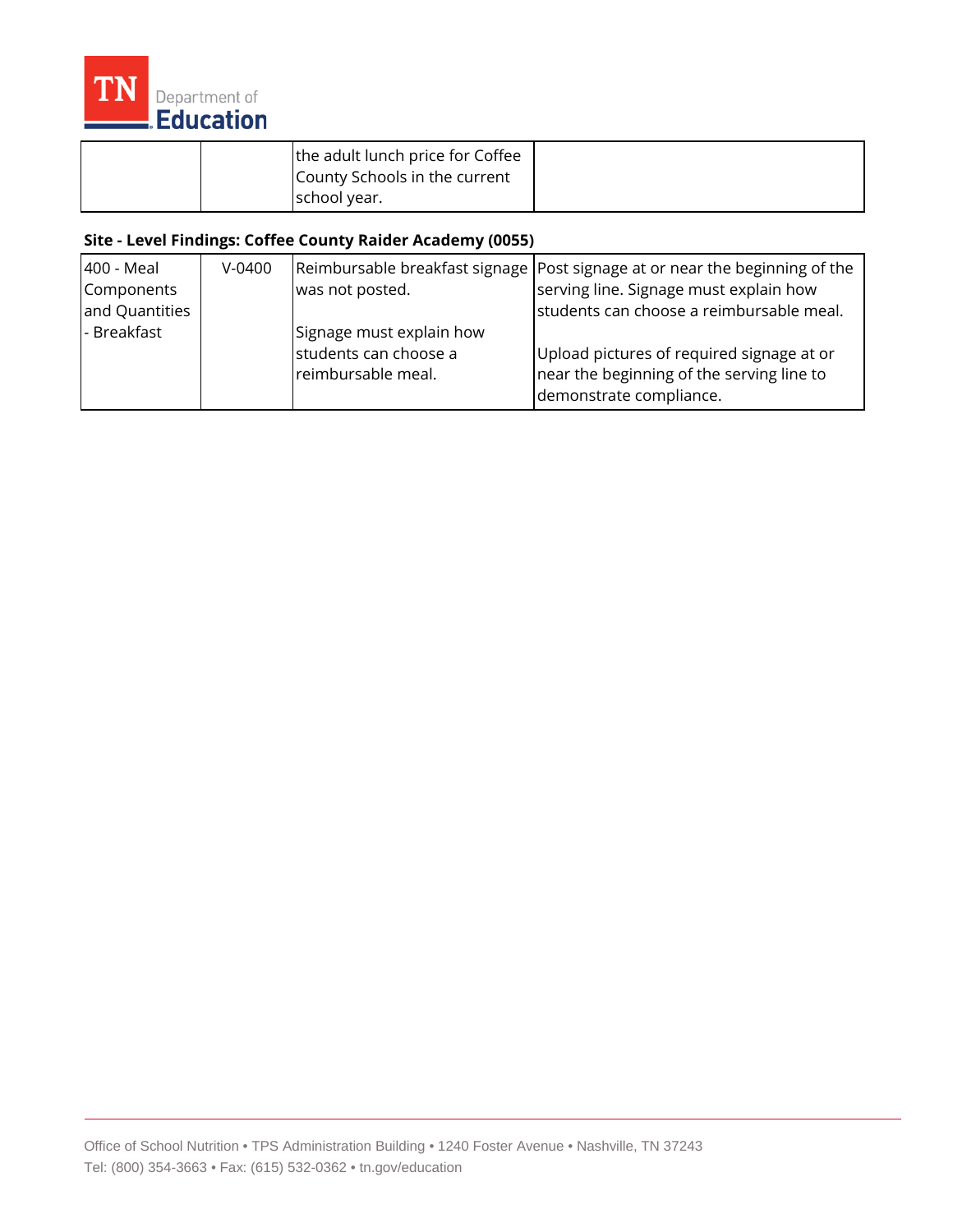| | | | |
|---|---|---|---|
| | | the adult lunch price for Coffee County Schools in the current school year. | |

**Site - Level Findings: Coffee County Raider Academy (0055)**

| | | | |
|---|---|---|---|
| 400 - Meal Components and Quantities - Breakfast | V-0400 | Reimbursable breakfast signage was not posted.<br><br>Signage must explain how students can choose a reimbursable meal. | Post signage at or near the beginning of the serving line. Signage must explain how students can choose a reimbursable meal.<br><br>Upload pictures of required signage at or near the beginning of the serving line to demonstrate compliance. |